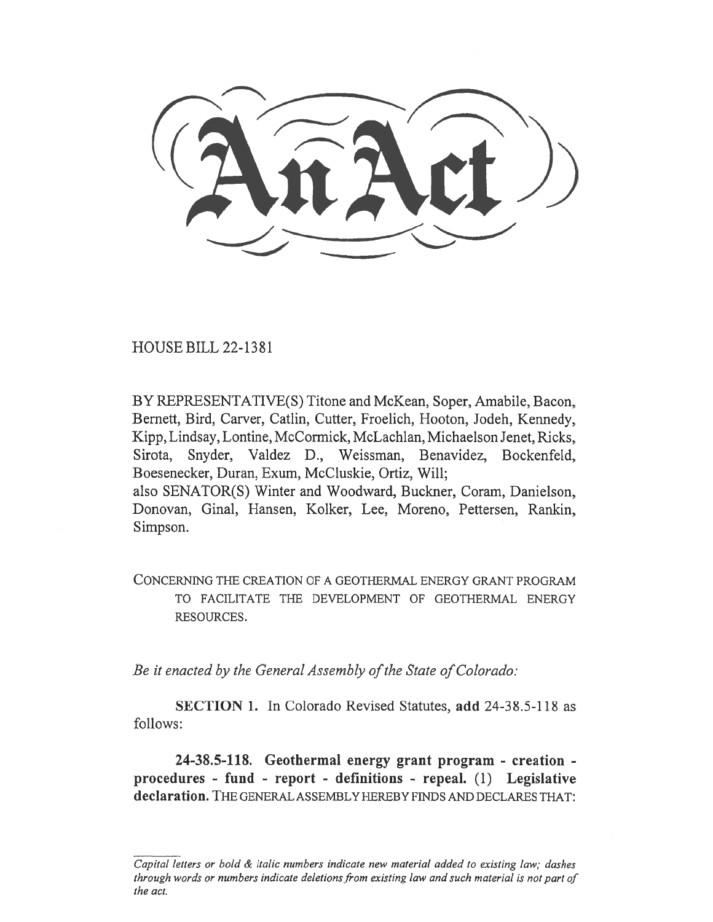# An Act

HOUSE BILL 22-1381

BY REPRESENTATIVE(S) Titone and McKean, Soper, Amabile, Bacon, Bernett, Bird, Carver, Catlin, Cutter, Froelich, Hooton, Jodeh, Kennedy, Kipp, Lindsay, Lontine, McCormick, McLachlan, Michaelson Jenet, Ricks, Sirota, Snyder, Valdez D., Weissman, Benavidez, Bockenfeld, Boesenecker, Duran, Exum, McCluskie, Ortiz, Will;
also SENATOR(S) Winter and Woodward, Buckner, Coram, Danielson, Donovan, Ginal, Hansen, Kolker, Lee, Moreno, Pettersen, Rankin, Simpson.

CONCERNING THE CREATION OF A GEOTHERMAL ENERGY GRANT PROGRAM TO FACILITATE THE DEVELOPMENT OF GEOTHERMAL ENERGY RESOURCES.

*Be it enacted by the General Assembly of the State of Colorado:*

**SECTION 1.** In Colorado Revised Statutes, **add** 24-38.5-118 as follows:

**24-38.5-118. Geothermal energy grant program - creation - procedures - fund - report - definitions - repeal.** (1) **Legislative declaration.** THE GENERAL ASSEMBLY HEREBY FINDS AND DECLARES THAT:

*Capital letters or bold & italic numbers indicate new material added to existing law; dashes through words or numbers indicate deletions from existing law and such material is not part of the act.*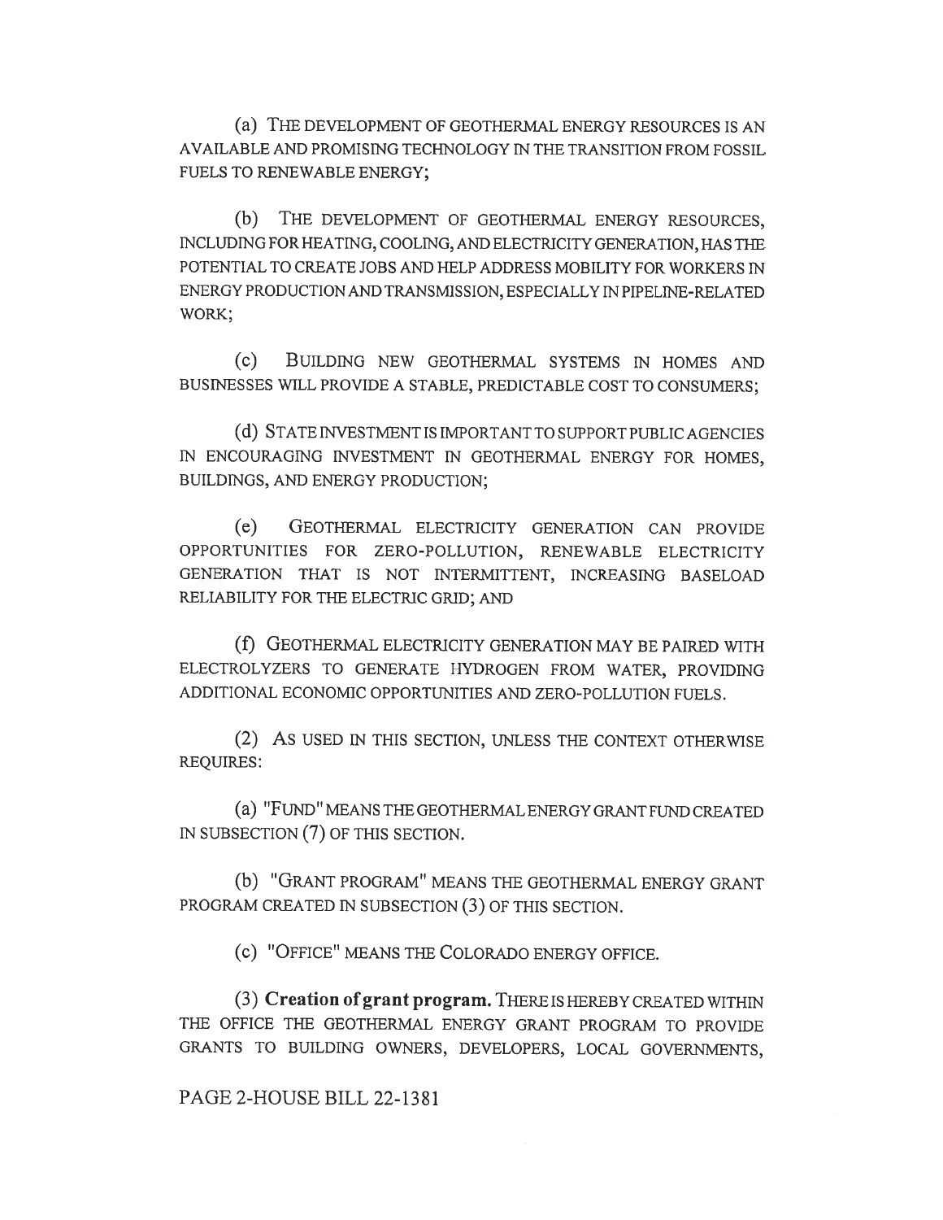(a) THE DEVELOPMENT OF GEOTHERMAL ENERGY RESOURCES IS AN AVAILABLE AND PROMISING TECHNOLOGY IN THE TRANSITION FROM FOSSIL FUELS TO RENEWABLE ENERGY;

(b) THE DEVELOPMENT OF GEOTHERMAL ENERGY RESOURCES, INCLUDING FOR HEATING, COOLING, AND ELECTRICITY GENERATION, HAS THE POTENTIAL TO CREATE JOBS AND HELP ADDRESS MOBILITY FOR WORKERS IN ENERGY PRODUCTION AND TRANSMISSION, ESPECIALLY IN PIPELINE-RELATED WORK;

(c) BUILDING NEW GEOTHERMAL SYSTEMS IN HOMES AND BUSINESSES WILL PROVIDE A STABLE, PREDICTABLE COST TO CONSUMERS;

(d) STATE INVESTMENT IS IMPORTANT TO SUPPORT PUBLIC AGENCIES IN ENCOURAGING INVESTMENT IN GEOTHERMAL ENERGY FOR HOMES, BUILDINGS, AND ENERGY PRODUCTION;

(e) GEOTHERMAL ELECTRICITY GENERATION CAN PROVIDE OPPORTUNITIES FOR ZERO-POLLUTION, RENEWABLE ELECTRICITY GENERATION THAT IS NOT INTERMITTENT, INCREASING BASELOAD RELIABILITY FOR THE ELECTRIC GRID; AND

(f) GEOTHERMAL ELECTRICITY GENERATION MAY BE PAIRED WITH ELECTROLYZERS TO GENERATE HYDROGEN FROM WATER, PROVIDING ADDITIONAL ECONOMIC OPPORTUNITIES AND ZERO-POLLUTION FUELS.

(2) AS USED IN THIS SECTION, UNLESS THE CONTEXT OTHERWISE REQUIRES:

(a) "FUND" MEANS THE GEOTHERMAL ENERGY GRANT FUND CREATED IN SUBSECTION (7) OF THIS SECTION.

(b) "GRANT PROGRAM" MEANS THE GEOTHERMAL ENERGY GRANT PROGRAM CREATED IN SUBSECTION (3) OF THIS SECTION.

(c) "OFFICE" MEANS THE COLORADO ENERGY OFFICE.

(3) **Creation of grant program.** THERE IS HEREBY CREATED WITHIN THE OFFICE THE GEOTHERMAL ENERGY GRANT PROGRAM TO PROVIDE GRANTS TO BUILDING OWNERS, DEVELOPERS, LOCAL GOVERNMENTS,

PAGE 2-HOUSE BILL 22-1381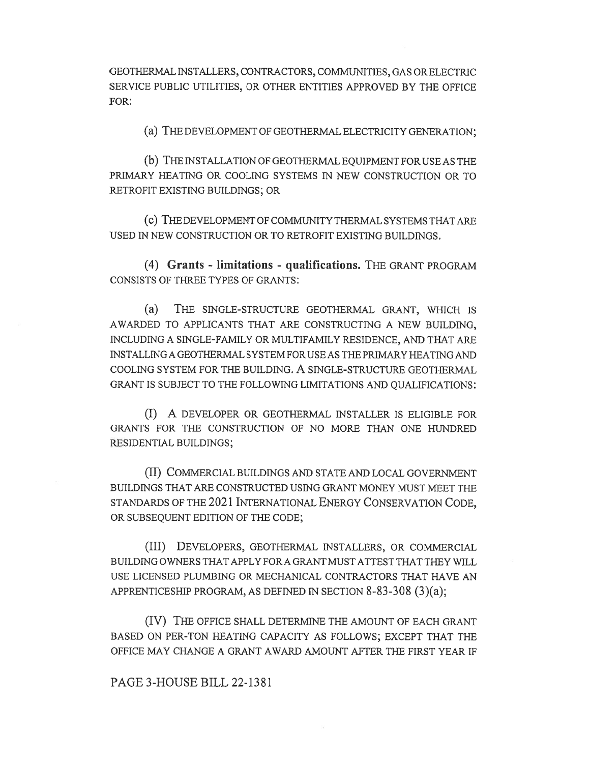GEOTHERMAL INSTALLERS, CONTRACTORS, COMMUNITIES, GAS OR ELECTRIC SERVICE PUBLIC UTILITIES, OR OTHER ENTITIES APPROVED BY THE OFFICE FOR:

(a) THE DEVELOPMENT OF GEOTHERMAL ELECTRICITY GENERATION;

(b) THE INSTALLATION OF GEOTHERMAL EQUIPMENT FOR USE AS THE PRIMARY HEATING OR COOLING SYSTEMS IN NEW CONSTRUCTION OR TO RETROFIT EXISTING BUILDINGS; OR

(c) THE DEVELOPMENT OF COMMUNITY THERMAL SYSTEMS THAT ARE USED IN NEW CONSTRUCTION OR TO RETROFIT EXISTING BUILDINGS.

(4) **Grants - limitations - qualifications.** THE GRANT PROGRAM CONSISTS OF THREE TYPES OF GRANTS:

(a) THE SINGLE-STRUCTURE GEOTHERMAL GRANT, WHICH IS AWARDED TO APPLICANTS THAT ARE CONSTRUCTING A NEW BUILDING, INCLUDING A SINGLE-FAMILY OR MULTIFAMILY RESIDENCE, AND THAT ARE INSTALLING A GEOTHERMAL SYSTEM FOR USE AS THE PRIMARY HEATING AND COOLING SYSTEM FOR THE BUILDING. A SINGLE-STRUCTURE GEOTHERMAL GRANT IS SUBJECT TO THE FOLLOWING LIMITATIONS AND QUALIFICATIONS:

(I) A DEVELOPER OR GEOTHERMAL INSTALLER IS ELIGIBLE FOR GRANTS FOR THE CONSTRUCTION OF NO MORE THAN ONE HUNDRED RESIDENTIAL BUILDINGS;

(II) COMMERCIAL BUILDINGS AND STATE AND LOCAL GOVERNMENT BUILDINGS THAT ARE CONSTRUCTED USING GRANT MONEY MUST MEET THE STANDARDS OF THE 2021 INTERNATIONAL ENERGY CONSERVATION CODE, OR SUBSEQUENT EDITION OF THE CODE;

(III) DEVELOPERS, GEOTHERMAL INSTALLERS, OR COMMERCIAL BUILDING OWNERS THAT APPLY FOR A GRANT MUST ATTEST THAT THEY WILL USE LICENSED PLUMBING OR MECHANICAL CONTRACTORS THAT HAVE AN APPRENTICESHIP PROGRAM, AS DEFINED IN SECTION 8-83-308 (3)(a);

(IV) THE OFFICE SHALL DETERMINE THE AMOUNT OF EACH GRANT BASED ON PER-TON HEATING CAPACITY AS FOLLOWS; EXCEPT THAT THE OFFICE MAY CHANGE A GRANT AWARD AMOUNT AFTER THE FIRST YEAR IF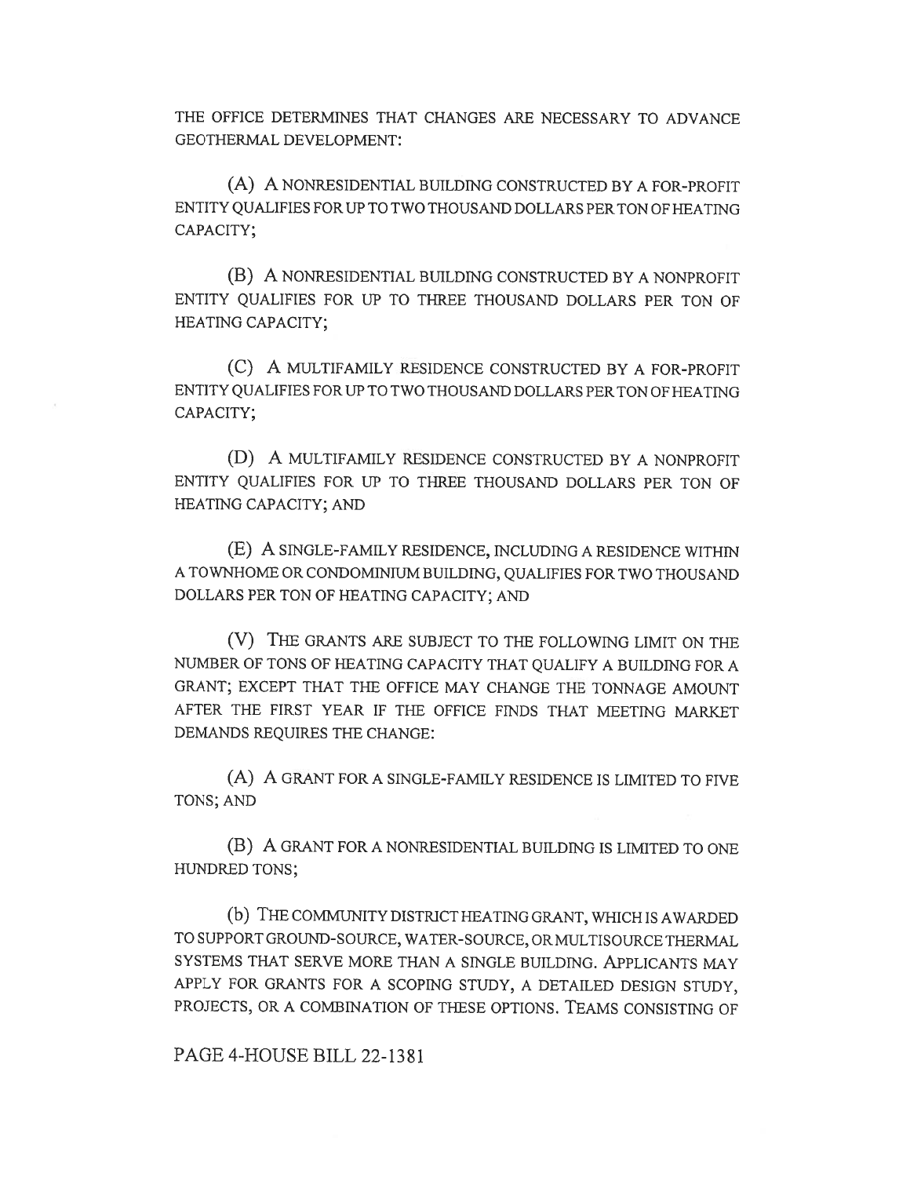THE OFFICE DETERMINES THAT CHANGES ARE NECESSARY TO ADVANCE GEOTHERMAL DEVELOPMENT:

(A) A NONRESIDENTIAL BUILDING CONSTRUCTED BY A FOR-PROFIT ENTITY QUALIFIES FOR UP TO TWO THOUSAND DOLLARS PER TON OF HEATING CAPACITY;

(B) A NONRESIDENTIAL BUILDING CONSTRUCTED BY A NONPROFIT ENTITY QUALIFIES FOR UP TO THREE THOUSAND DOLLARS PER TON OF HEATING CAPACITY;

(C) A MULTIFAMILY RESIDENCE CONSTRUCTED BY A FOR-PROFIT ENTITY QUALIFIES FOR UP TO TWO THOUSAND DOLLARS PER TON OF HEATING CAPACITY;

(D) A MULTIFAMILY RESIDENCE CONSTRUCTED BY A NONPROFIT ENTITY QUALIFIES FOR UP TO THREE THOUSAND DOLLARS PER TON OF HEATING CAPACITY; AND

(E) A SINGLE-FAMILY RESIDENCE, INCLUDING A RESIDENCE WITHIN A TOWNHOME OR CONDOMINIUM BUILDING, QUALIFIES FOR TWO THOUSAND DOLLARS PER TON OF HEATING CAPACITY; AND

(V) THE GRANTS ARE SUBJECT TO THE FOLLOWING LIMIT ON THE NUMBER OF TONS OF HEATING CAPACITY THAT QUALIFY A BUILDING FOR A GRANT; EXCEPT THAT THE OFFICE MAY CHANGE THE TONNAGE AMOUNT AFTER THE FIRST YEAR IF THE OFFICE FINDS THAT MEETING MARKET DEMANDS REQUIRES THE CHANGE:

(A) A GRANT FOR A SINGLE-FAMILY RESIDENCE IS LIMITED TO FIVE TONS; AND

(B) A GRANT FOR A NONRESIDENTIAL BUILDING IS LIMITED TO ONE HUNDRED TONS;

(b) THE COMMUNITY DISTRICT HEATING GRANT, WHICH IS AWARDED TO SUPPORT GROUND-SOURCE, WATER-SOURCE, OR MULTISOURCE THERMAL SYSTEMS THAT SERVE MORE THAN A SINGLE BUILDING. APPLICANTS MAY APPLY FOR GRANTS FOR A SCOPING STUDY, A DETAILED DESIGN STUDY, PROJECTS, OR A COMBINATION OF THESE OPTIONS. TEAMS CONSISTING OF

PAGE 4-HOUSE BILL 22-1381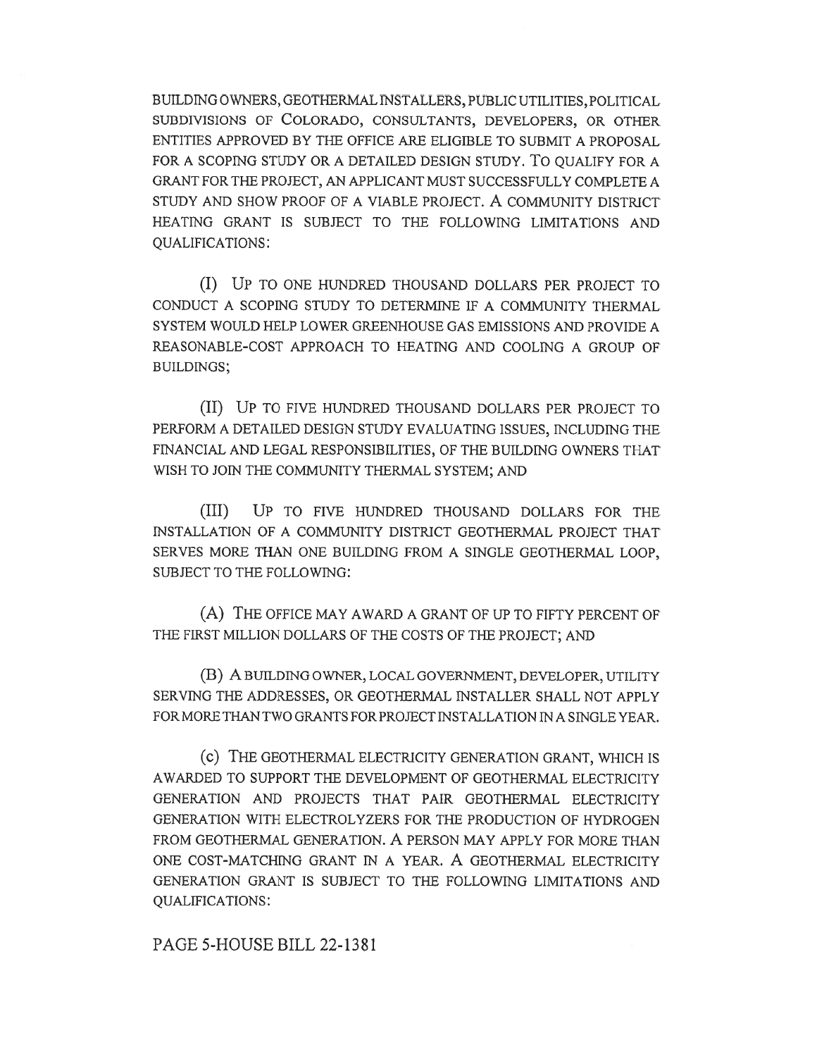BUILDING OWNERS, GEOTHERMAL INSTALLERS, PUBLIC UTILITIES, POLITICAL SUBDIVISIONS OF COLORADO, CONSULTANTS, DEVELOPERS, OR OTHER ENTITIES APPROVED BY THE OFFICE ARE ELIGIBLE TO SUBMIT A PROPOSAL FOR A SCOPING STUDY OR A DETAILED DESIGN STUDY. TO QUALIFY FOR A GRANT FOR THE PROJECT, AN APPLICANT MUST SUCCESSFULLY COMPLETE A STUDY AND SHOW PROOF OF A VIABLE PROJECT. A COMMUNITY DISTRICT HEATING GRANT IS SUBJECT TO THE FOLLOWING LIMITATIONS AND QUALIFICATIONS:

(I) UP TO ONE HUNDRED THOUSAND DOLLARS PER PROJECT TO CONDUCT A SCOPING STUDY TO DETERMINE IF A COMMUNITY THERMAL SYSTEM WOULD HELP LOWER GREENHOUSE GAS EMISSIONS AND PROVIDE A REASONABLE-COST APPROACH TO HEATING AND COOLING A GROUP OF BUILDINGS;

(II) UP TO FIVE HUNDRED THOUSAND DOLLARS PER PROJECT TO PERFORM A DETAILED DESIGN STUDY EVALUATING ISSUES, INCLUDING THE FINANCIAL AND LEGAL RESPONSIBILITIES, OF THE BUILDING OWNERS THAT WISH TO JOIN THE COMMUNITY THERMAL SYSTEM; AND

(III) UP TO FIVE HUNDRED THOUSAND DOLLARS FOR THE INSTALLATION OF A COMMUNITY DISTRICT GEOTHERMAL PROJECT THAT SERVES MORE THAN ONE BUILDING FROM A SINGLE GEOTHERMAL LOOP, SUBJECT TO THE FOLLOWING:

(A) THE OFFICE MAY AWARD A GRANT OF UP TO FIFTY PERCENT OF THE FIRST MILLION DOLLARS OF THE COSTS OF THE PROJECT; AND

(B) A BUILDING OWNER, LOCAL GOVERNMENT, DEVELOPER, UTILITY SERVING THE ADDRESSES, OR GEOTHERMAL INSTALLER SHALL NOT APPLY FOR MORE THAN TWO GRANTS FOR PROJECT INSTALLATION IN A SINGLE YEAR.

(c) THE GEOTHERMAL ELECTRICITY GENERATION GRANT, WHICH IS AWARDED TO SUPPORT THE DEVELOPMENT OF GEOTHERMAL ELECTRICITY GENERATION AND PROJECTS THAT PAIR GEOTHERMAL ELECTRICITY GENERATION WITH ELECTROLYZERS FOR THE PRODUCTION OF HYDROGEN FROM GEOTHERMAL GENERATION. A PERSON MAY APPLY FOR MORE THAN ONE COST-MATCHING GRANT IN A YEAR. A GEOTHERMAL ELECTRICITY GENERATION GRANT IS SUBJECT TO THE FOLLOWING LIMITATIONS AND QUALIFICATIONS:

PAGE 5-HOUSE BILL 22-1381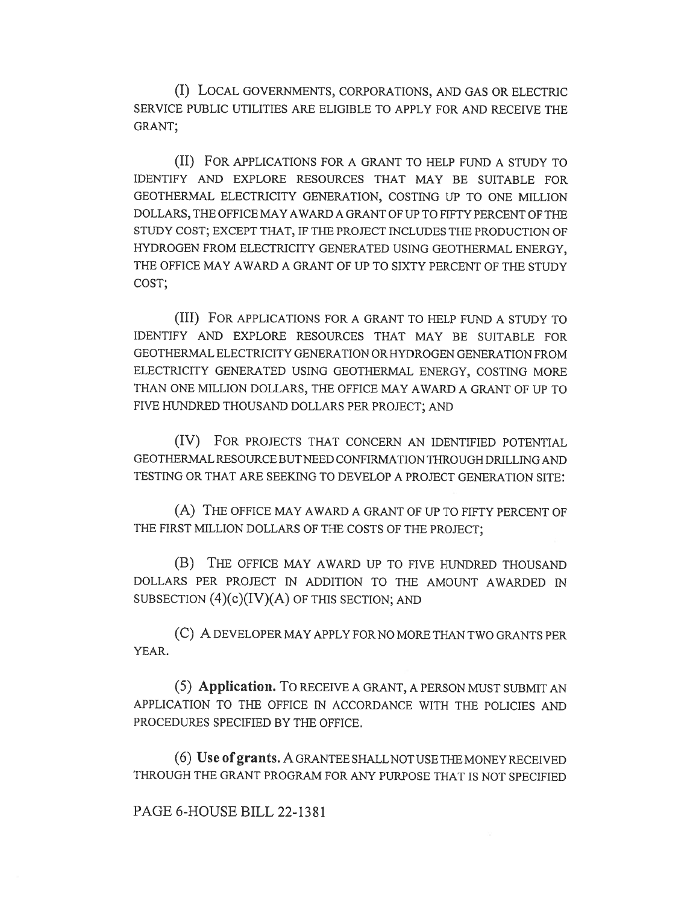(I) LOCAL GOVERNMENTS, CORPORATIONS, AND GAS OR ELECTRIC SERVICE PUBLIC UTILITIES ARE ELIGIBLE TO APPLY FOR AND RECEIVE THE GRANT;

(II) FOR APPLICATIONS FOR A GRANT TO HELP FUND A STUDY TO IDENTIFY AND EXPLORE RESOURCES THAT MAY BE SUITABLE FOR GEOTHERMAL ELECTRICITY GENERATION, COSTING UP TO ONE MILLION DOLLARS, THE OFFICE MAY AWARD A GRANT OF UP TO FIFTY PERCENT OF THE STUDY COST; EXCEPT THAT, IF THE PROJECT INCLUDES THE PRODUCTION OF HYDROGEN FROM ELECTRICITY GENERATED USING GEOTHERMAL ENERGY, THE OFFICE MAY AWARD A GRANT OF UP TO SIXTY PERCENT OF THE STUDY COST;

(III) FOR APPLICATIONS FOR A GRANT TO HELP FUND A STUDY TO IDENTIFY AND EXPLORE RESOURCES THAT MAY BE SUITABLE FOR GEOTHERMAL ELECTRICITY GENERATION OR HYDROGEN GENERATION FROM ELECTRICITY GENERATED USING GEOTHERMAL ENERGY, COSTING MORE THAN ONE MILLION DOLLARS, THE OFFICE MAY AWARD A GRANT OF UP TO FIVE HUNDRED THOUSAND DOLLARS PER PROJECT; AND

(IV) FOR PROJECTS THAT CONCERN AN IDENTIFIED POTENTIAL GEOTHERMAL RESOURCE BUT NEED CONFIRMATION THROUGH DRILLING AND TESTING OR THAT ARE SEEKING TO DEVELOP A PROJECT GENERATION SITE:

(A) THE OFFICE MAY AWARD A GRANT OF UP TO FIFTY PERCENT OF THE FIRST MILLION DOLLARS OF THE COSTS OF THE PROJECT;

(B) THE OFFICE MAY AWARD UP TO FIVE HUNDRED THOUSAND DOLLARS PER PROJECT IN ADDITION TO THE AMOUNT AWARDED IN SUBSECTION (4)(c)(IV)(A) OF THIS SECTION; AND

(C) A DEVELOPER MAY APPLY FOR NO MORE THAN TWO GRANTS PER YEAR.

(5) **Application.** TO RECEIVE A GRANT, A PERSON MUST SUBMIT AN APPLICATION TO THE OFFICE IN ACCORDANCE WITH THE POLICIES AND PROCEDURES SPECIFIED BY THE OFFICE.

(6) **Use of grants.** A GRANTEE SHALL NOT USE THE MONEY RECEIVED THROUGH THE GRANT PROGRAM FOR ANY PURPOSE THAT IS NOT SPECIFIED

PAGE 6-HOUSE BILL 22-1381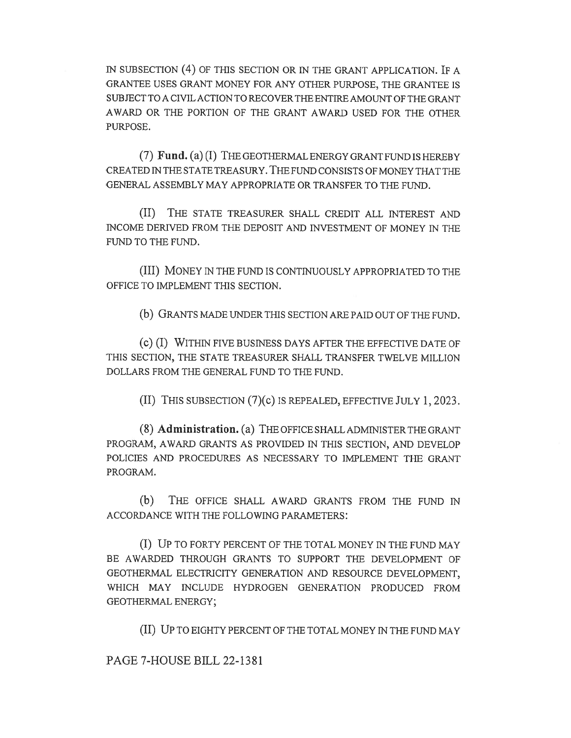IN SUBSECTION (4) OF THIS SECTION OR IN THE GRANT APPLICATION. IF A GRANTEE USES GRANT MONEY FOR ANY OTHER PURPOSE, THE GRANTEE IS SUBJECT TO A CIVIL ACTION TO RECOVER THE ENTIRE AMOUNT OF THE GRANT AWARD OR THE PORTION OF THE GRANT AWARD USED FOR THE OTHER PURPOSE.

(7) **Fund.** (a) (I) THE GEOTHERMAL ENERGY GRANT FUND IS HEREBY CREATED IN THE STATE TREASURY. THE FUND CONSISTS OF MONEY THAT THE GENERAL ASSEMBLY MAY APPROPRIATE OR TRANSFER TO THE FUND.

(II) THE STATE TREASURER SHALL CREDIT ALL INTEREST AND INCOME DERIVED FROM THE DEPOSIT AND INVESTMENT OF MONEY IN THE FUND TO THE FUND.

(III) MONEY IN THE FUND IS CONTINUOUSLY APPROPRIATED TO THE OFFICE TO IMPLEMENT THIS SECTION.

(b) GRANTS MADE UNDER THIS SECTION ARE PAID OUT OF THE FUND.

(c) (I) WITHIN FIVE BUSINESS DAYS AFTER THE EFFECTIVE DATE OF THIS SECTION, THE STATE TREASURER SHALL TRANSFER TWELVE MILLION DOLLARS FROM THE GENERAL FUND TO THE FUND.

(II) THIS SUBSECTION (7)(c) IS REPEALED, EFFECTIVE JULY 1, 2023.

(8) **Administration.** (a) THE OFFICE SHALL ADMINISTER THE GRANT PROGRAM, AWARD GRANTS AS PROVIDED IN THIS SECTION, AND DEVELOP POLICIES AND PROCEDURES AS NECESSARY TO IMPLEMENT THE GRANT PROGRAM.

(b) THE OFFICE SHALL AWARD GRANTS FROM THE FUND IN ACCORDANCE WITH THE FOLLOWING PARAMETERS:

(I) UP TO FORTY PERCENT OF THE TOTAL MONEY IN THE FUND MAY BE AWARDED THROUGH GRANTS TO SUPPORT THE DEVELOPMENT OF GEOTHERMAL ELECTRICITY GENERATION AND RESOURCE DEVELOPMENT, WHICH MAY INCLUDE HYDROGEN GENERATION PRODUCED FROM GEOTHERMAL ENERGY;

(II) UP TO EIGHTY PERCENT OF THE TOTAL MONEY IN THE FUND MAY

PAGE 7-HOUSE BILL 22-1381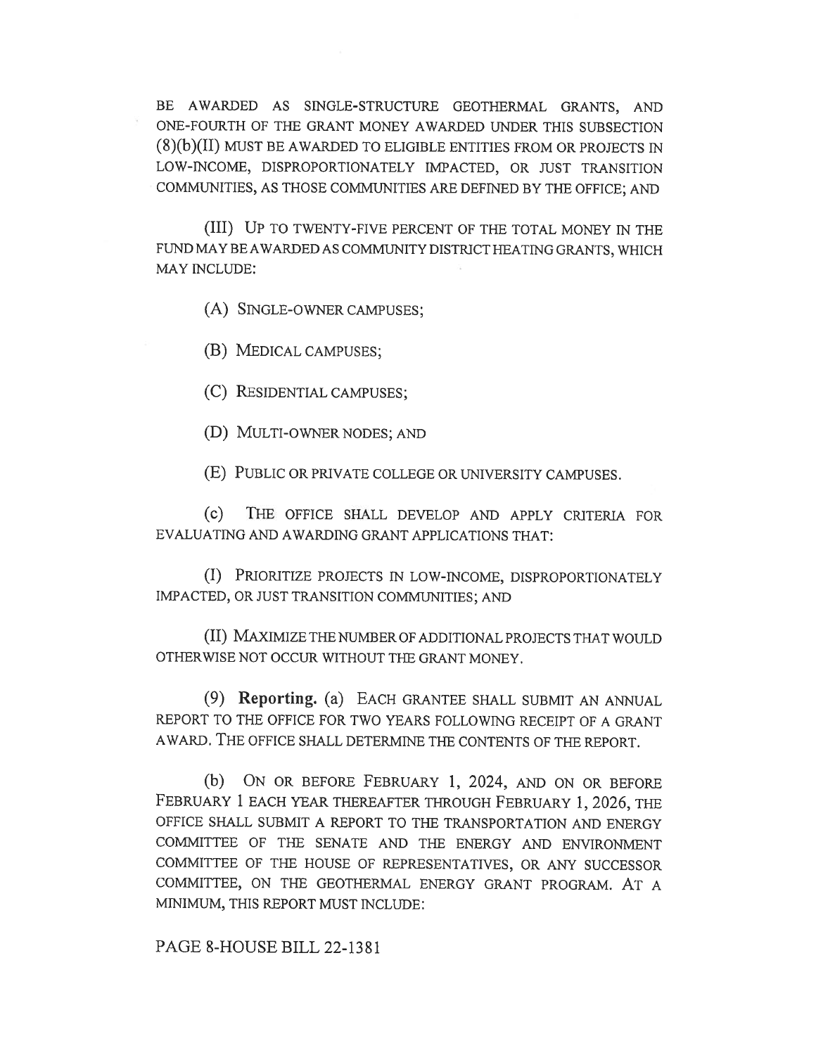BE AWARDED AS SINGLE-STRUCTURE GEOTHERMAL GRANTS, AND ONE-FOURTH OF THE GRANT MONEY AWARDED UNDER THIS SUBSECTION (8)(b)(II) MUST BE AWARDED TO ELIGIBLE ENTITIES FROM OR PROJECTS IN LOW-INCOME, DISPROPORTIONATELY IMPACTED, OR JUST TRANSITION COMMUNITIES, AS THOSE COMMUNITIES ARE DEFINED BY THE OFFICE; AND

(III) UP TO TWENTY-FIVE PERCENT OF THE TOTAL MONEY IN THE FUND MAY BE AWARDED AS COMMUNITY DISTRICT HEATING GRANTS, WHICH MAY INCLUDE:

(A) SINGLE-OWNER CAMPUSES;

(B) MEDICAL CAMPUSES;

(C) RESIDENTIAL CAMPUSES;

(D) MULTI-OWNER NODES; AND

(E) PUBLIC OR PRIVATE COLLEGE OR UNIVERSITY CAMPUSES.

(c) THE OFFICE SHALL DEVELOP AND APPLY CRITERIA FOR EVALUATING AND AWARDING GRANT APPLICATIONS THAT:

(I) PRIORITIZE PROJECTS IN LOW-INCOME, DISPROPORTIONATELY IMPACTED, OR JUST TRANSITION COMMUNITIES; AND

(II) MAXIMIZE THE NUMBER OF ADDITIONAL PROJECTS THAT WOULD OTHERWISE NOT OCCUR WITHOUT THE GRANT MONEY.

(9) **Reporting.** (a) EACH GRANTEE SHALL SUBMIT AN ANNUAL REPORT TO THE OFFICE FOR TWO YEARS FOLLOWING RECEIPT OF A GRANT AWARD. THE OFFICE SHALL DETERMINE THE CONTENTS OF THE REPORT.

(b) ON OR BEFORE FEBRUARY 1, 2024, AND ON OR BEFORE FEBRUARY 1 EACH YEAR THEREAFTER THROUGH FEBRUARY 1, 2026, THE OFFICE SHALL SUBMIT A REPORT TO THE TRANSPORTATION AND ENERGY COMMITTEE OF THE SENATE AND THE ENERGY AND ENVIRONMENT COMMITTEE OF THE HOUSE OF REPRESENTATIVES, OR ANY SUCCESSOR COMMITTEE, ON THE GEOTHERMAL ENERGY GRANT PROGRAM. AT A MINIMUM, THIS REPORT MUST INCLUDE: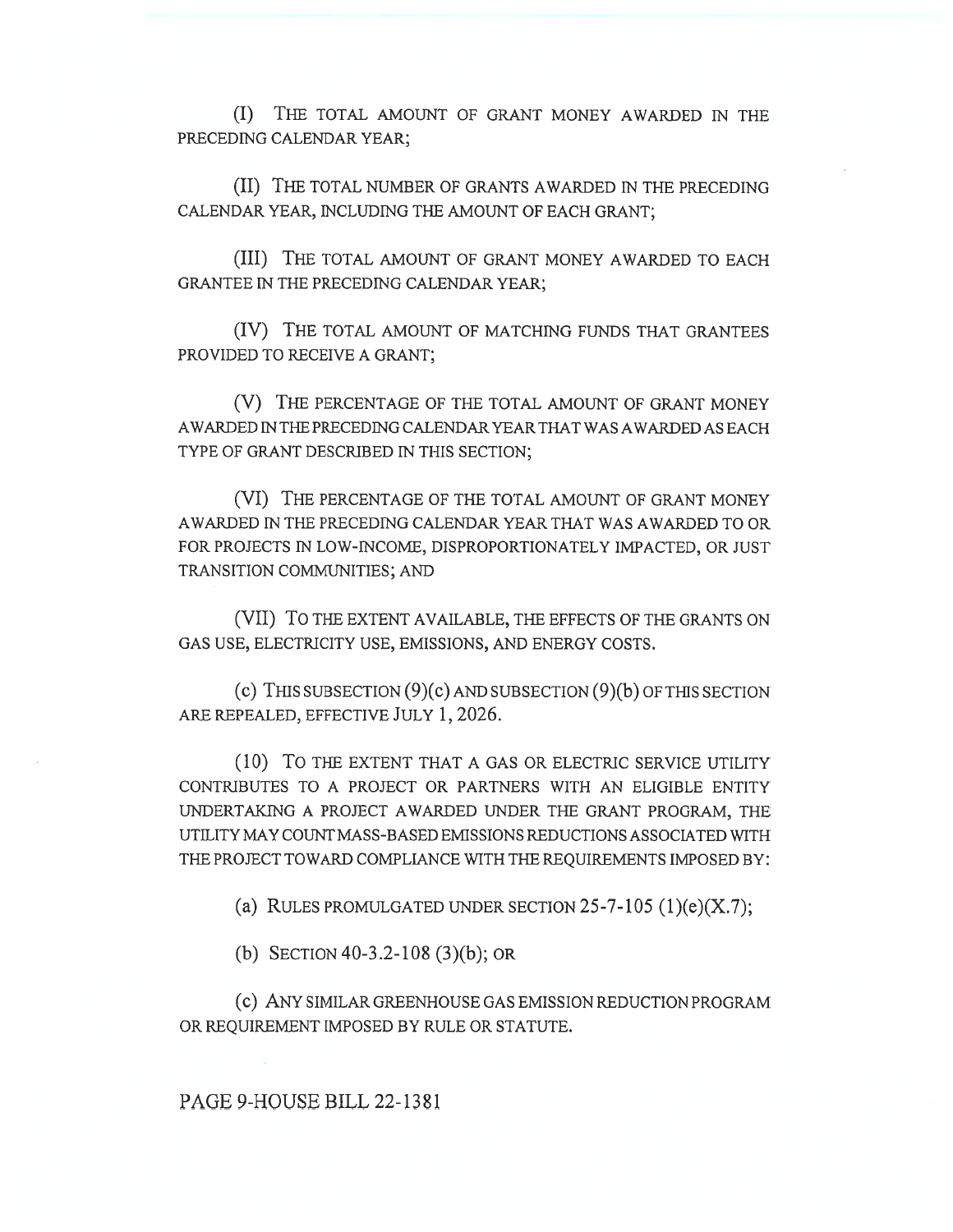(I) THE TOTAL AMOUNT OF GRANT MONEY AWARDED IN THE PRECEDING CALENDAR YEAR;

(II) THE TOTAL NUMBER OF GRANTS AWARDED IN THE PRECEDING CALENDAR YEAR, INCLUDING THE AMOUNT OF EACH GRANT;

(III) THE TOTAL AMOUNT OF GRANT MONEY AWARDED TO EACH GRANTEE IN THE PRECEDING CALENDAR YEAR;

(IV) THE TOTAL AMOUNT OF MATCHING FUNDS THAT GRANTEES PROVIDED TO RECEIVE A GRANT;

(V) THE PERCENTAGE OF THE TOTAL AMOUNT OF GRANT MONEY AWARDED IN THE PRECEDING CALENDAR YEAR THAT WAS AWARDED AS EACH TYPE OF GRANT DESCRIBED IN THIS SECTION;

(VI) THE PERCENTAGE OF THE TOTAL AMOUNT OF GRANT MONEY AWARDED IN THE PRECEDING CALENDAR YEAR THAT WAS AWARDED TO OR FOR PROJECTS IN LOW-INCOME, DISPROPORTIONATELY IMPACTED, OR JUST TRANSITION COMMUNITIES; AND

(VII) TO THE EXTENT AVAILABLE, THE EFFECTS OF THE GRANTS ON GAS USE, ELECTRICITY USE, EMISSIONS, AND ENERGY COSTS.

(c) THIS SUBSECTION (9)(c) AND SUBSECTION (9)(b) OF THIS SECTION ARE REPEALED, EFFECTIVE JULY 1, 2026.

(10) TO THE EXTENT THAT A GAS OR ELECTRIC SERVICE UTILITY CONTRIBUTES TO A PROJECT OR PARTNERS WITH AN ELIGIBLE ENTITY UNDERTAKING A PROJECT AWARDED UNDER THE GRANT PROGRAM, THE UTILITY MAY COUNT MASS-BASED EMISSIONS REDUCTIONS ASSOCIATED WITH THE PROJECT TOWARD COMPLIANCE WITH THE REQUIREMENTS IMPOSED BY:

(a) RULES PROMULGATED UNDER SECTION 25-7-105 (1)(e)(X.7);

(b) SECTION 40-3.2-108 (3)(b); OR

(c) ANY SIMILAR GREENHOUSE GAS EMISSION REDUCTION PROGRAM OR REQUIREMENT IMPOSED BY RULE OR STATUTE.

PAGE 9-HOUSE BILL 22-1381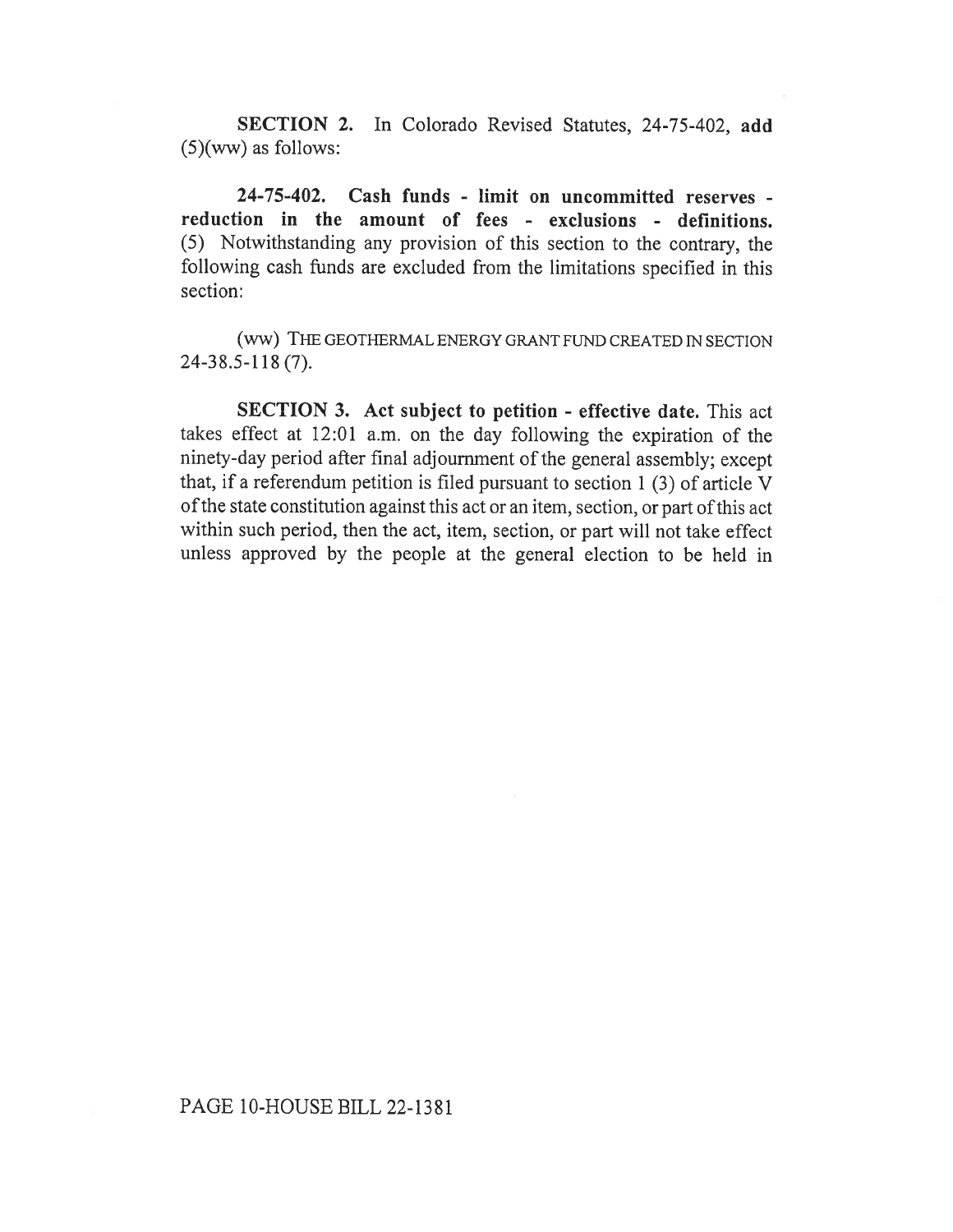**SECTION 2.** In Colorado Revised Statutes, 24-75-402, **add** (5)(ww) as follows:

**24-75-402. Cash funds - limit on uncommitted reserves - reduction in the amount of fees - exclusions - definitions.** (5) Notwithstanding any provision of this section to the contrary, the following cash funds are excluded from the limitations specified in this section:

(ww) THE GEOTHERMAL ENERGY GRANT FUND CREATED IN SECTION 24-38.5-118 (7).

**SECTION 3. Act subject to petition - effective date.** This act takes effect at 12:01 a.m. on the day following the expiration of the ninety-day period after final adjournment of the general assembly; except that, if a referendum petition is filed pursuant to section 1 (3) of article V of the state constitution against this act or an item, section, or part of this act within such period, then the act, item, section, or part will not take effect unless approved by the people at the general election to be held in

PAGE 10-HOUSE BILL 22-1381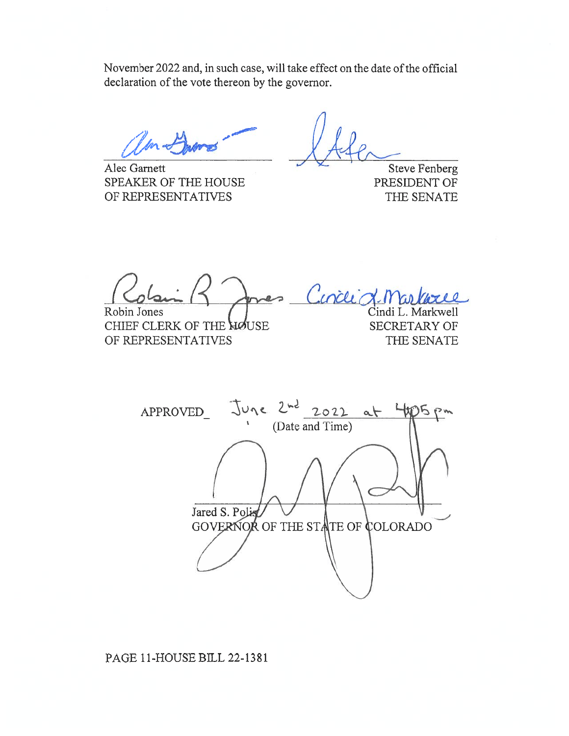November 2022 and, in such case, will take effect on the date of the official declaration of the vote thereon by the governor.

Alec Garnett
SPEAKER OF THE HOUSE
OF REPRESENTATIVES

Steve Fenberg
PRESIDENT OF
THE SENATE

Robin Jones
CHIEF CLERK OF THE HOUSE
OF REPRESENTATIVES

Cindi L. Markwell
SECRETARY OF
THE SENATE

APPROVED June 2nd 2022 at 4:05 pm
(Date and Time)

Jared S. Polis
GOVERNOR OF THE STATE OF COLORADO

PAGE 11-HOUSE BILL 22-1381